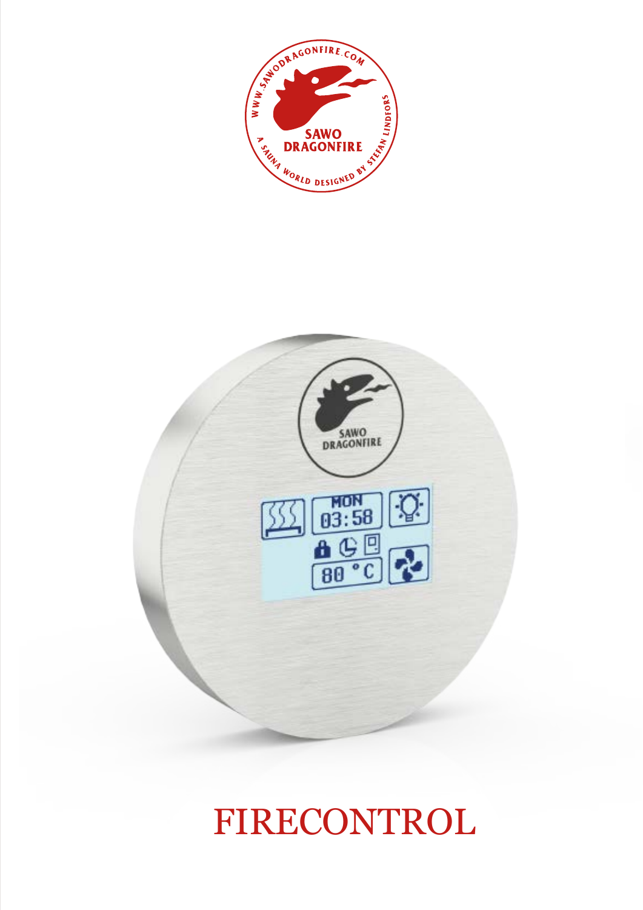# FIRECONTROL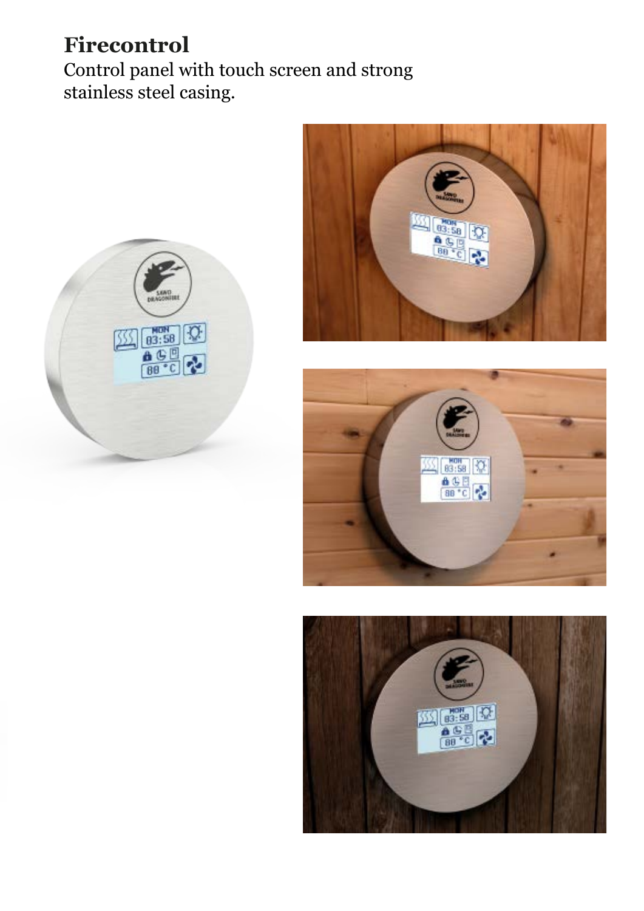# Firecontrol

Control panel with touch screen and strong stainless steel casing.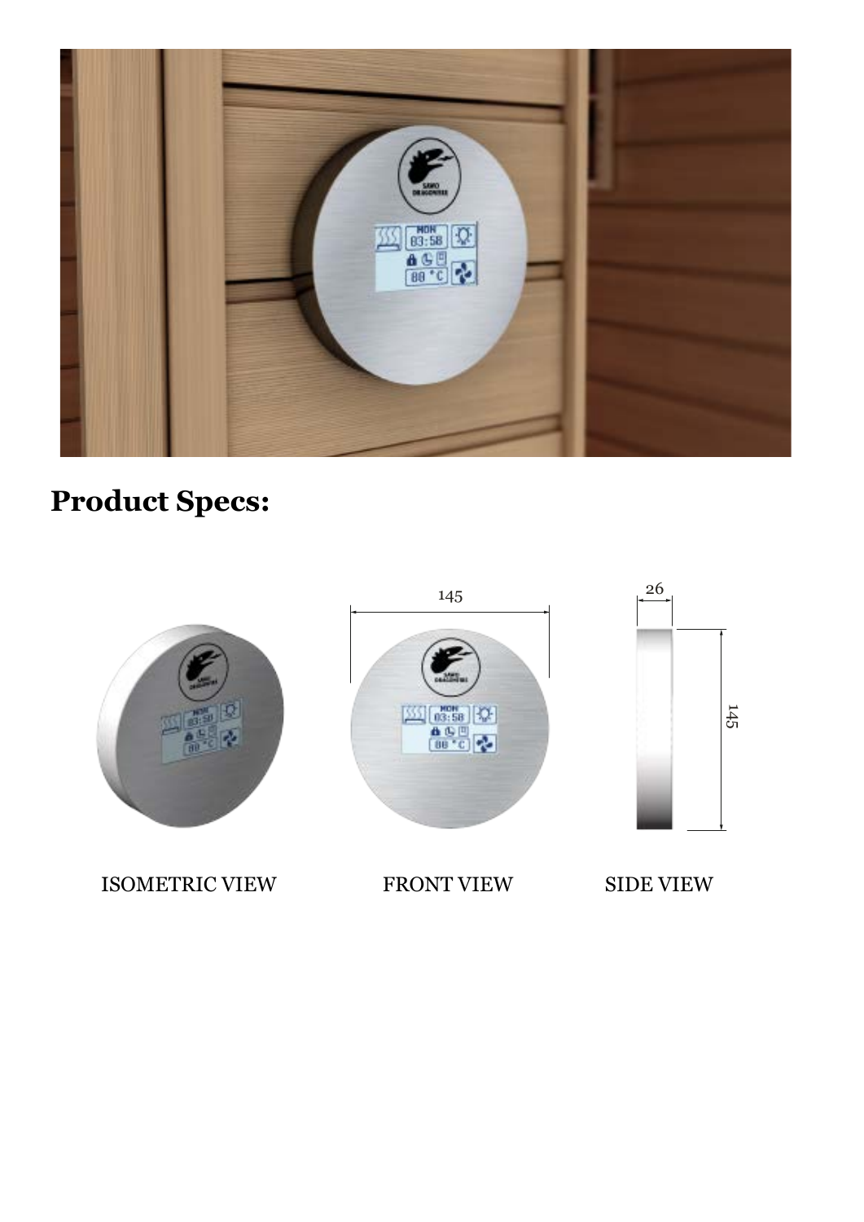## Product Specs:

145

26

145

ISOMETRIC VIEW

FRONT VIEW

SIDE VIEW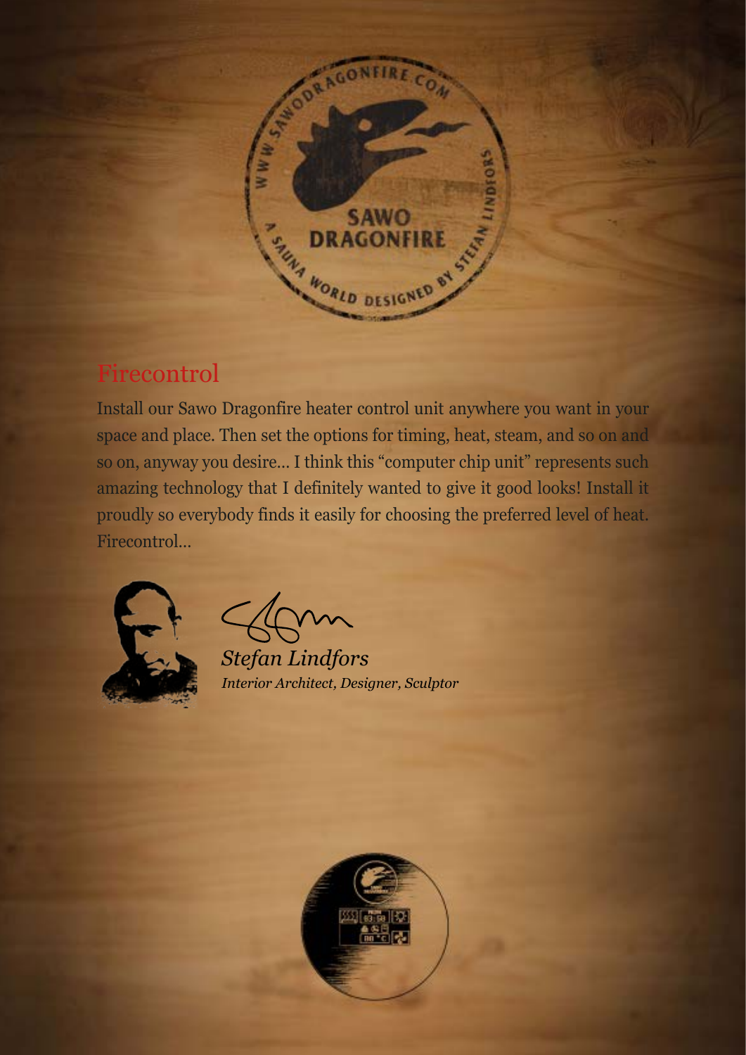## Firecontrol

Install our Sawo Dragonfire heater control unit anywhere you want in your space and place. Then set the options for timing, heat, steam, and so on and so on, anyway you desire... I think this "computer chip unit" represents such amazing technology that I definitely wanted to give it good looks! Install it proudly so everybody finds it easily for choosing the preferred level of heat. Firecontrol...

*Stefan Lindfors*
*Interior Architect, Designer, Sculptor*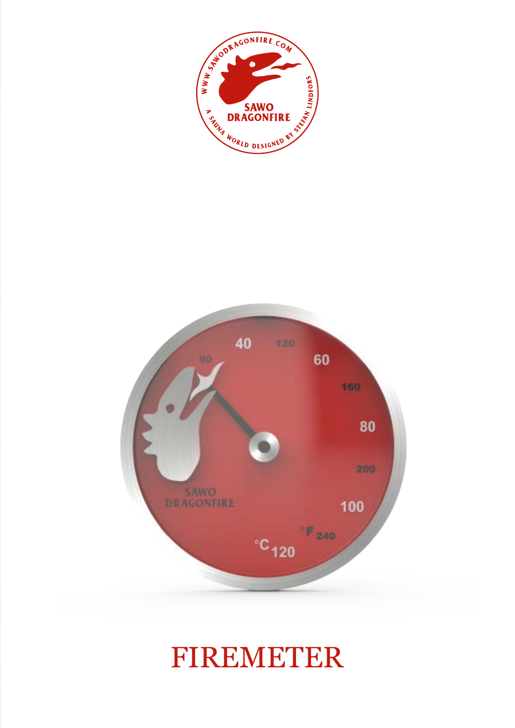# FIREMETER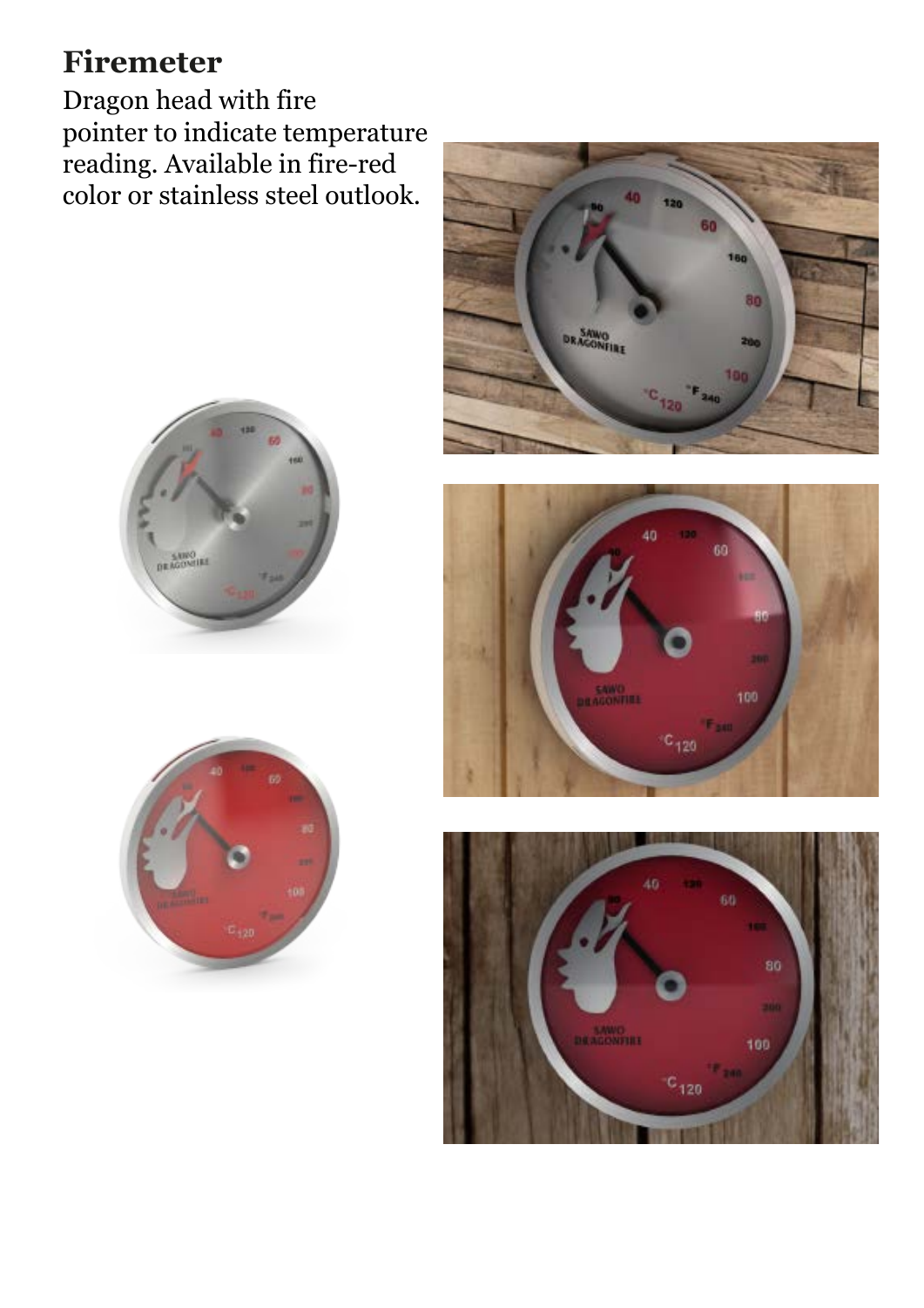# Firemeter

Dragon head with fire pointer to indicate temperature reading. Available in fire-red color or stainless steel outlook.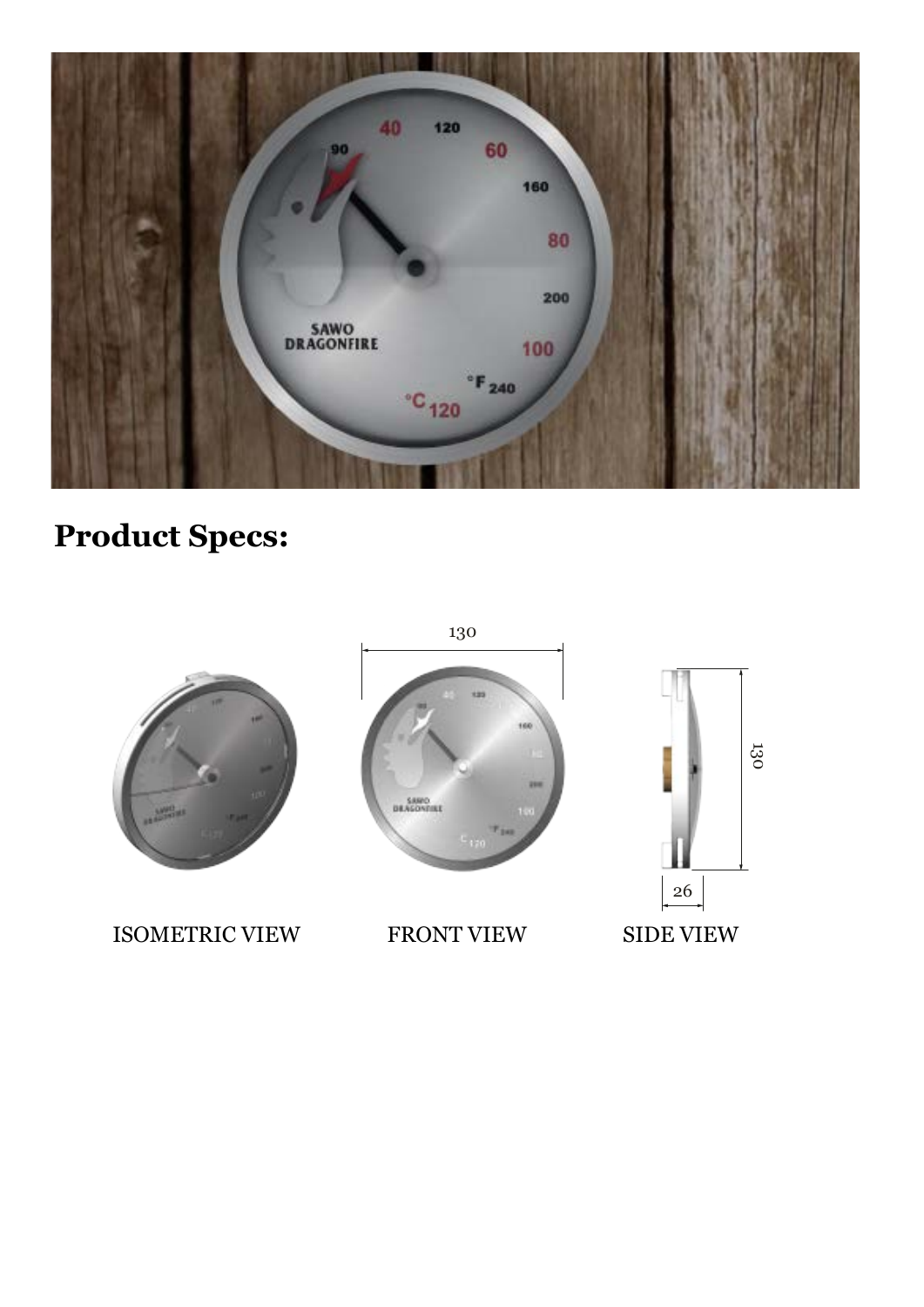## Product Specs:

130

130

26

ISOMETRIC VIEW

FRONT VIEW

SIDE VIEW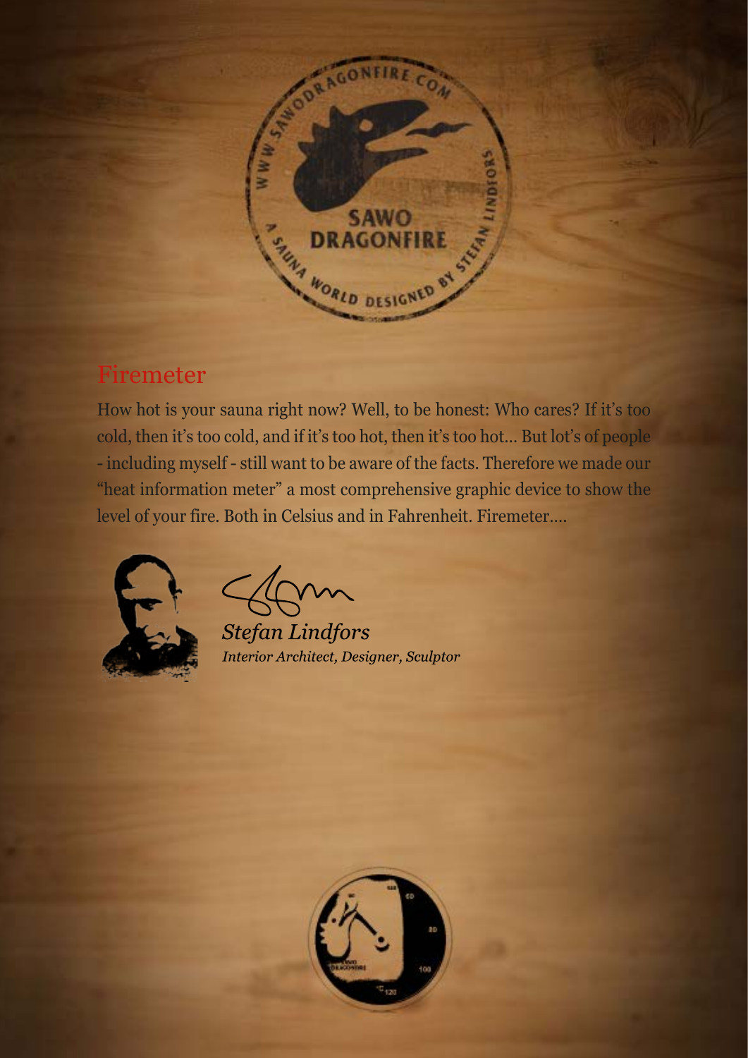## Firemeter

How hot is your sauna right now? Well, to be honest: Who cares? If it's too cold, then it's too cold, and if it's too hot, then it's too hot... But lot's of people - including myself - still want to be aware of the facts. Therefore we made our "heat information meter" a most comprehensive graphic device to show the level of your fire. Both in Celsius and in Fahrenheit. Firemeter....

*Stefan Lindfors*
*Interior Architect, Designer, Sculptor*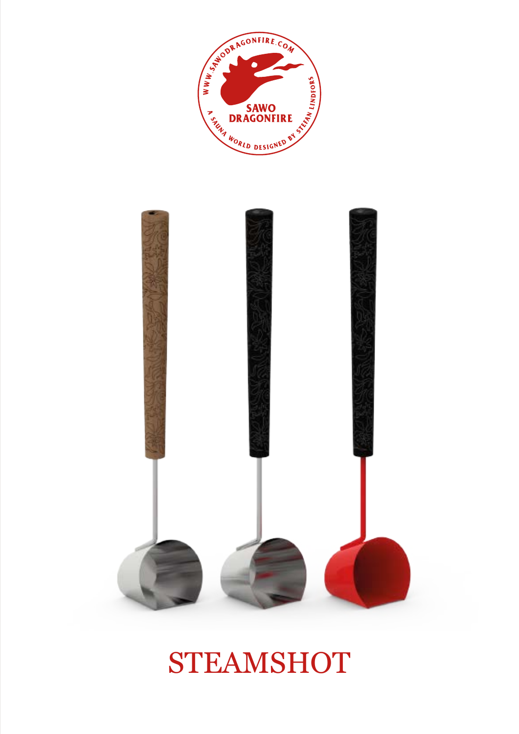# STEAMSHOT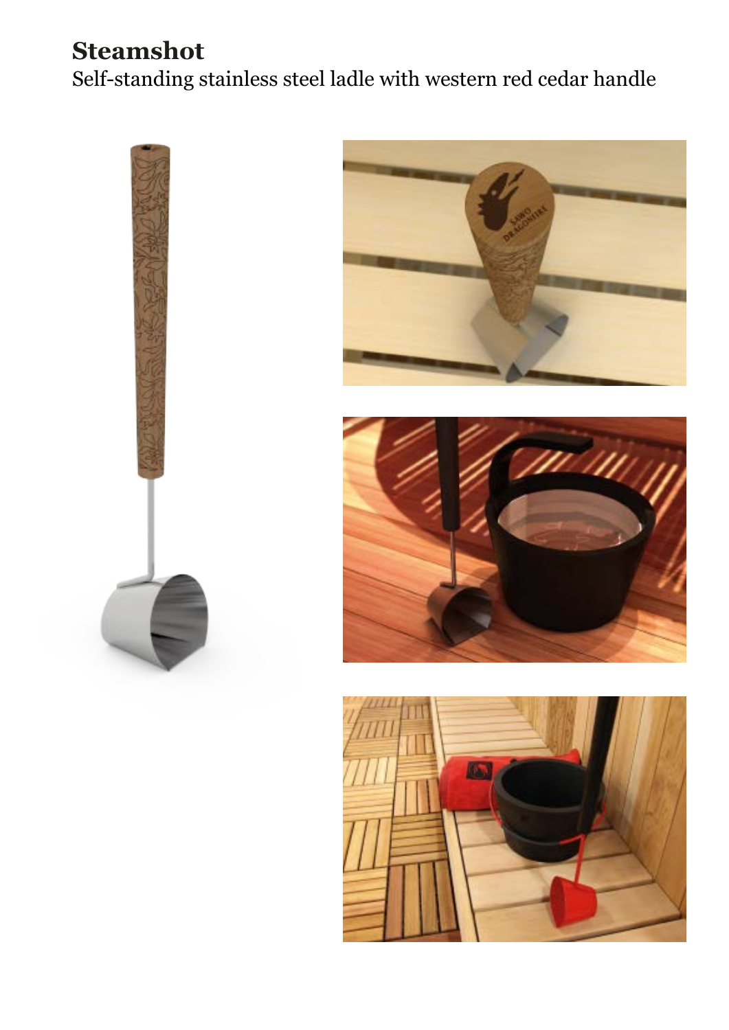# Steamshot

Self-standing stainless steel ladle with western red cedar handle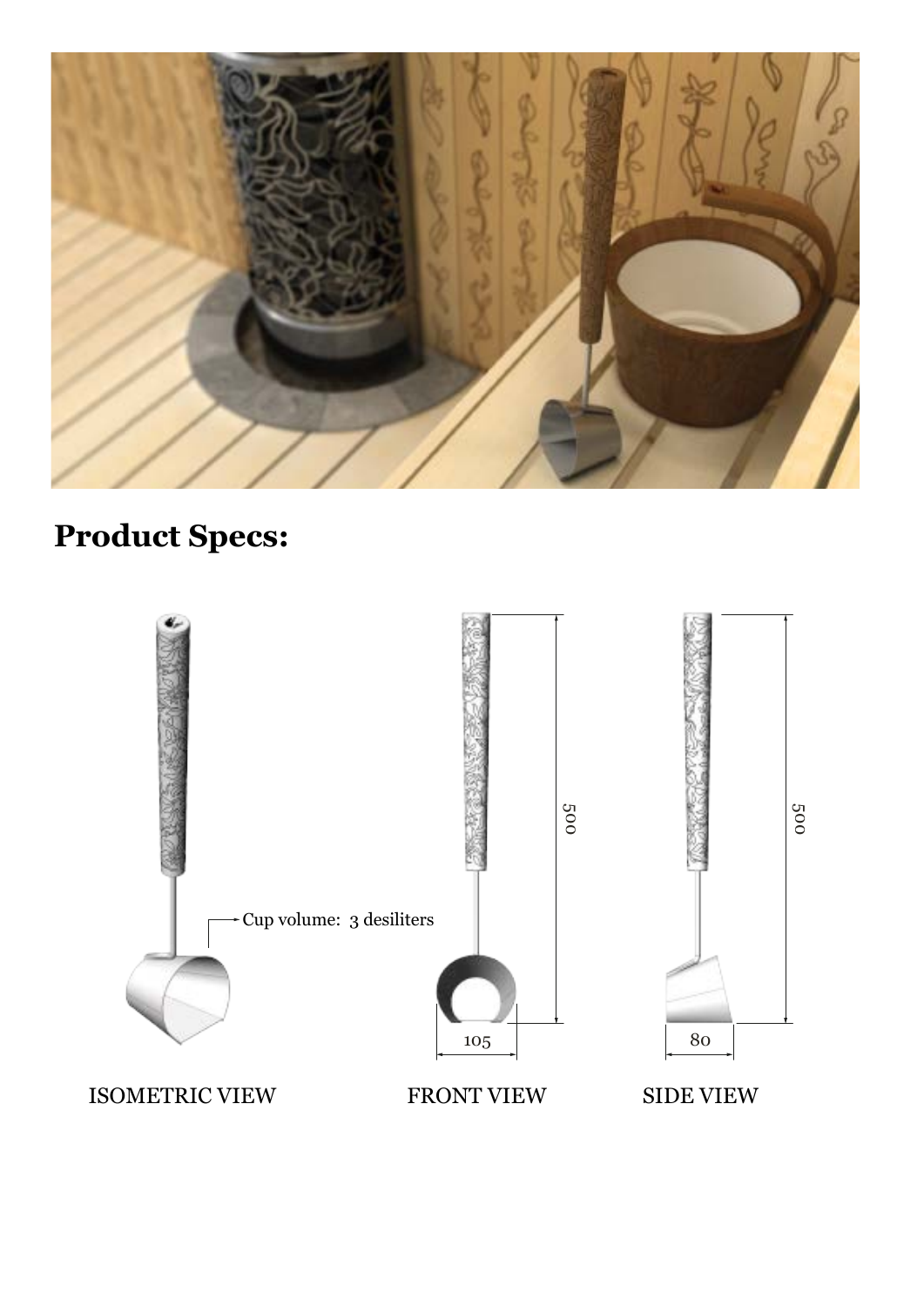## Product Specs:

Cup volume: 3 desiliters

500

500

105

80

ISOMETRIC VIEW

FRONT VIEW

SIDE VIEW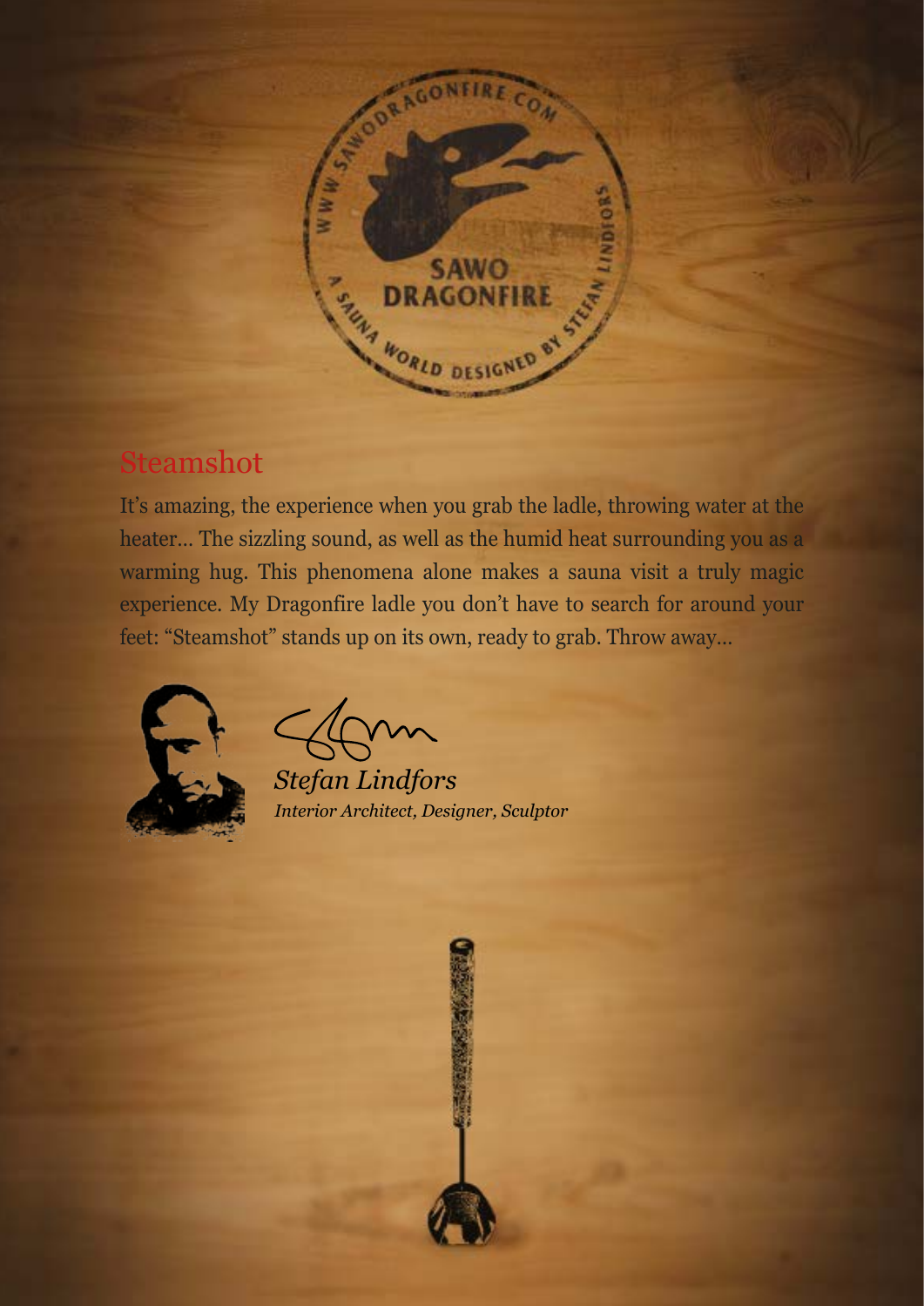## Steamshot

It's amazing, the experience when you grab the ladle, throwing water at the heater… The sizzling sound, as well as the humid heat surrounding you as a warming hug. This phenomena alone makes a sauna visit a truly magic experience. My Dragonfire ladle you don't have to search for around your feet: "Steamshot" stands up on its own, ready to grab. Throw away…

*Stefan Lindfors*
*Interior Architect, Designer, Sculptor*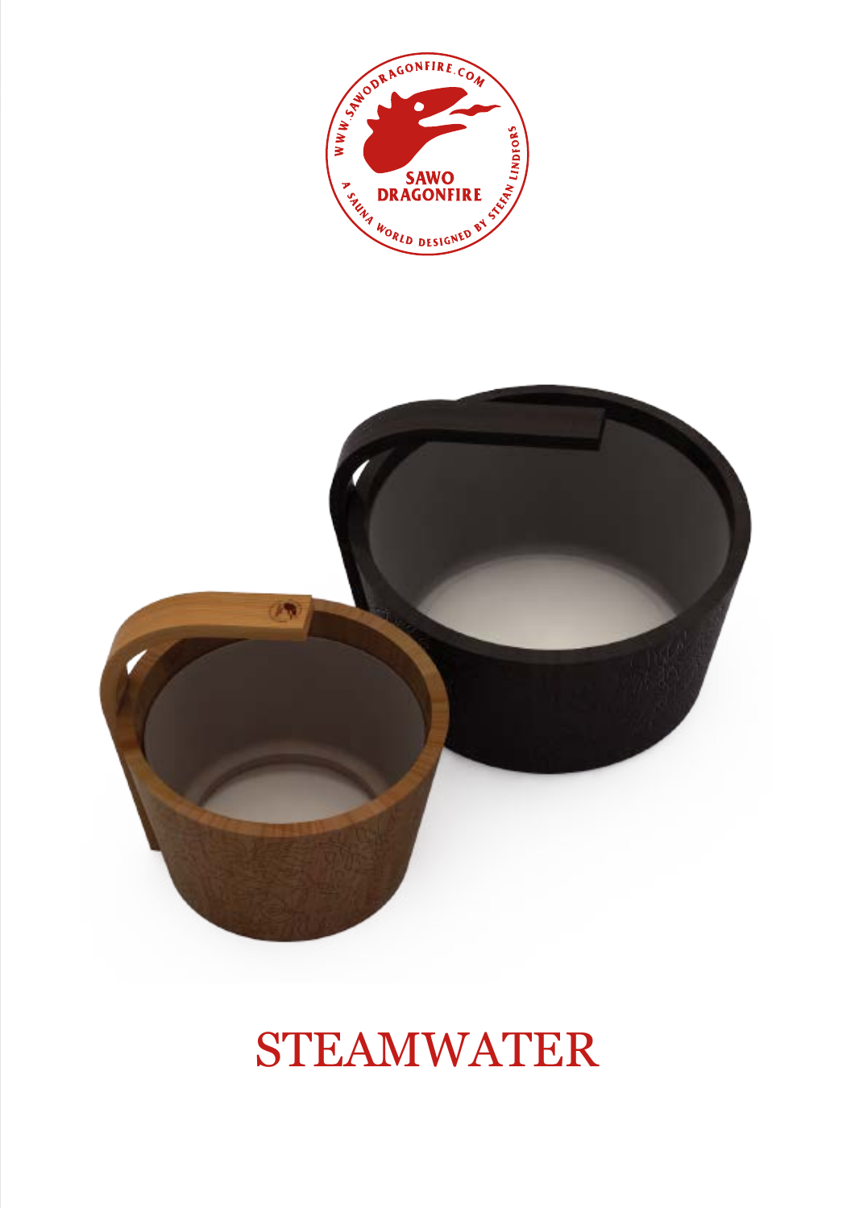# STEAMWATER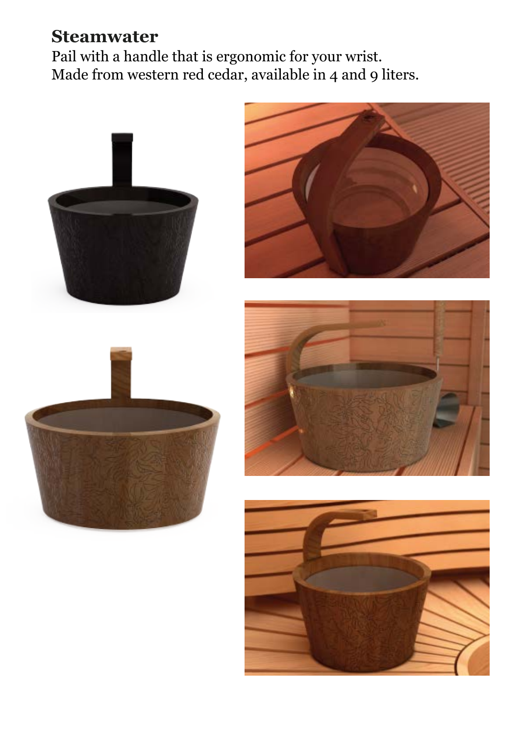**Steamwater**

Pail with a handle that is ergonomic for your wrist.
Made from western red cedar, available in 4 and 9 liters.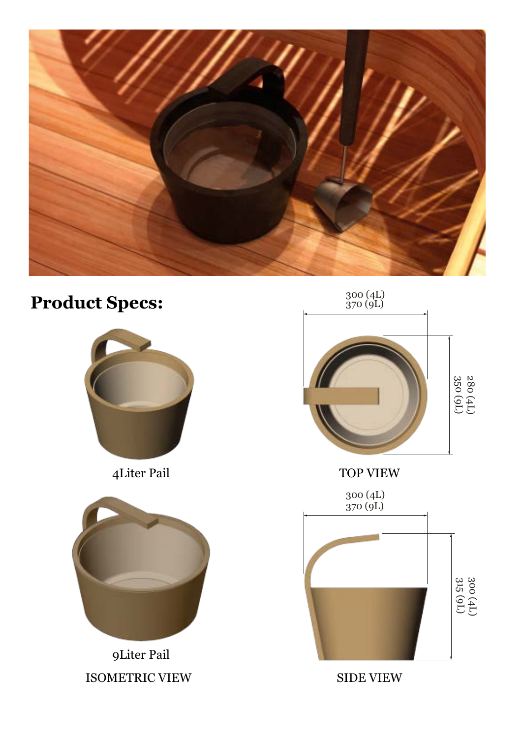## Product Specs:

4Liter Pail

9Liter Pail

ISOMETRIC VIEW

300 (4L)
370 (9L)

280 (4L)
350 (9L)

TOP VIEW

300 (4L)
370 (9L)

300 (4L)
315 (9L)

SIDE VIEW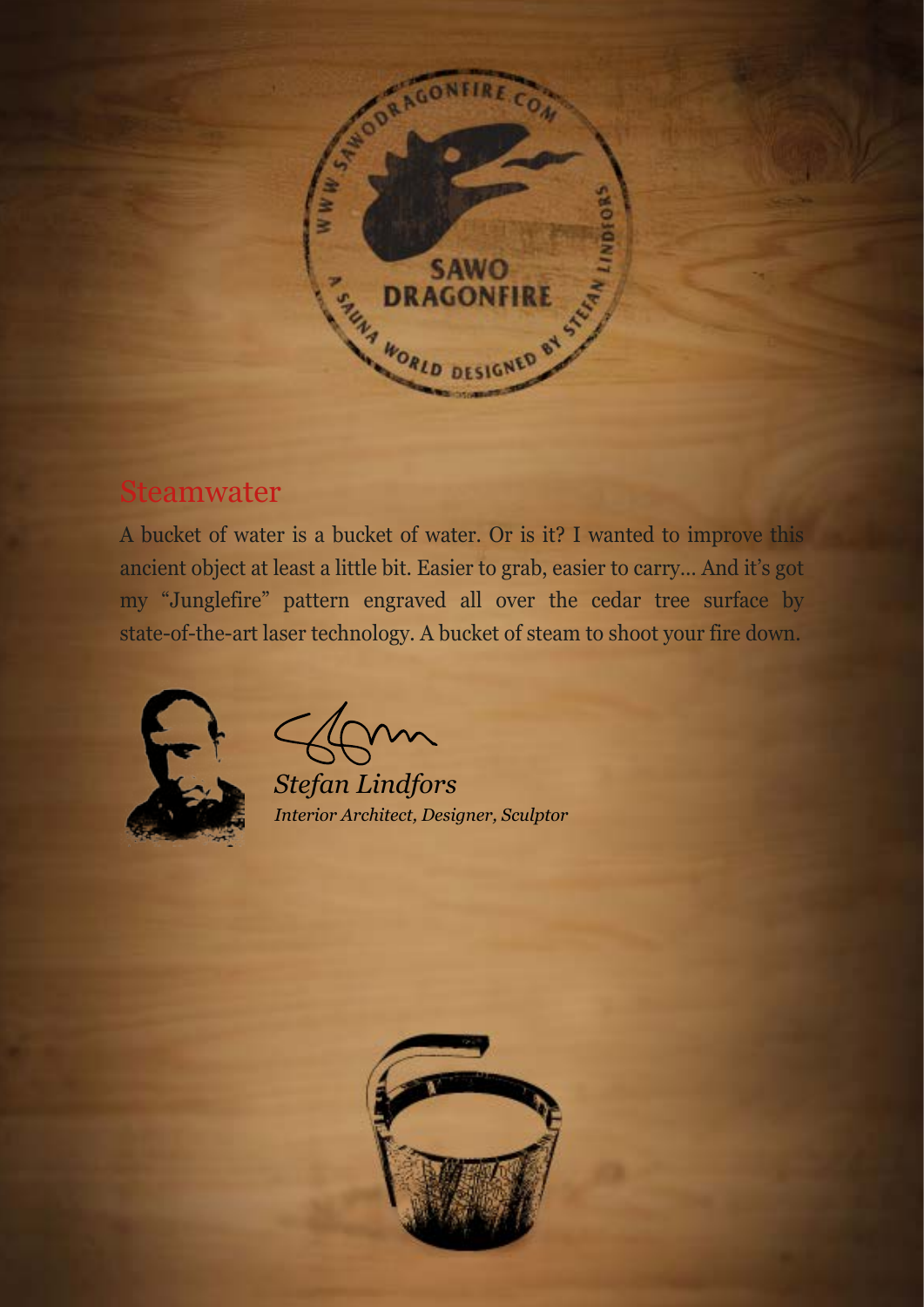## Steamwater

A bucket of water is a bucket of water. Or is it? I wanted to improve this ancient object at least a little bit. Easier to grab, easier to carry... And it's got my "Junglefire" pattern engraved all over the cedar tree surface by state-of-the-art laser technology. A bucket of steam to shoot your fire down.

*Stefan Lindfors*
*Interior Architect, Designer, Sculptor*